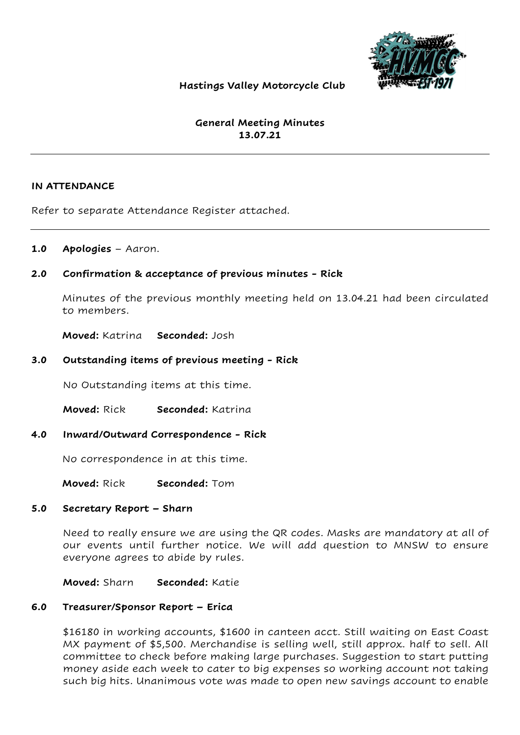**Hastings Valley Motorcycle Club**

**General Meeting Minutes**
**13.07.21**

---

**IN ATTENDANCE**

Refer to separate Attendance Register attached.

---

**1.0 Apologies** – Aaron.

**2.0 Confirmation & acceptance of previous minutes - Rick**

Minutes of the previous monthly meeting held on 13.04.21 had been circulated to members.

**Moved:** Katrina **Seconded:** Josh

**3.0 Outstanding items of previous meeting - Rick**

No Outstanding items at this time.

**Moved:** Rick **Seconded:** Katrina

**4.0 Inward/Outward Correspondence - Rick**

No correspondence in at this time.

**Moved:** Rick **Seconded:** Tom

**5.0 Secretary Report – Sharn**

Need to really ensure we are using the QR codes. Masks are mandatory at all of our events until further notice. We will add question to MNSW to ensure everyone agrees to abide by rules.

**Moved:** Sharn **Seconded:** Katie

**6.0 Treasurer/Sponsor Report – Erica**

$16180 in working accounts, $1600 in canteen acct. Still waiting on East Coast MX payment of $5,500. Merchandise is selling well, still approx. half to sell. All committee to check before making large purchases. Suggestion to start putting money aside each week to cater to big expenses so working account not taking such big hits. Unanimous vote was made to open new savings account to enable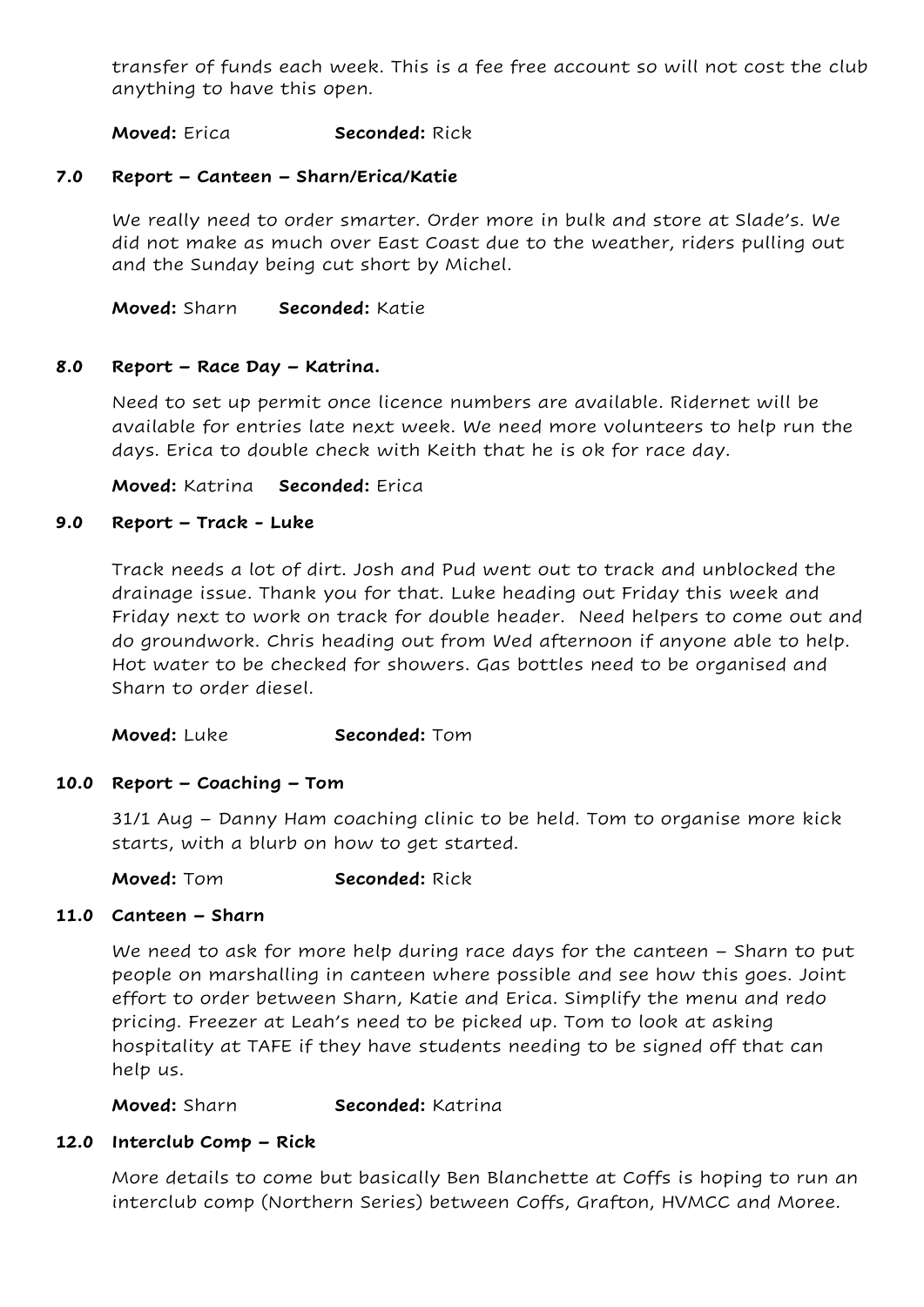transfer of funds each week. This is a fee free account so will not cost the club anything to have this open.

**Moved:** Erica **Seconded:** Rick

### 7.0 Report – Canteen – Sharn/Erica/Katie

We really need to order smarter. Order more in bulk and store at Slade's. We did not make as much over East Coast due to the weather, riders pulling out and the Sunday being cut short by Michel.

**Moved:** Sharn **Seconded:** Katie

### 8.0 Report – Race Day – Katrina.

Need to set up permit once licence numbers are available. Ridernet will be available for entries late next week. We need more volunteers to help run the days. Erica to double check with Keith that he is ok for race day.

**Moved:** Katrina **Seconded:** Erica

### 9.0 Report – Track - Luke

Track needs a lot of dirt. Josh and Pud went out to track and unblocked the drainage issue. Thank you for that. Luke heading out Friday this week and Friday next to work on track for double header. Need helpers to come out and do groundwork. Chris heading out from Wed afternoon if anyone able to help. Hot water to be checked for showers. Gas bottles need to be organised and Sharn to order diesel.

**Moved:** Luke **Seconded:** Tom

### 10.0 Report – Coaching – Tom

31/1 Aug – Danny Ham coaching clinic to be held. Tom to organise more kick starts, with a blurb on how to get started.

**Moved:** Tom **Seconded:** Rick

### 11.0 Canteen – Sharn

We need to ask for more help during race days for the canteen – Sharn to put people on marshalling in canteen where possible and see how this goes. Joint effort to order between Sharn, Katie and Erica. Simplify the menu and redo pricing. Freezer at Leah's need to be picked up. Tom to look at asking hospitality at TAFE if they have students needing to be signed off that can help us.

**Moved:** Sharn **Seconded:** Katrina

### 12.0 Interclub Comp – Rick

More details to come but basically Ben Blanchette at Coffs is hoping to run an interclub comp (Northern Series) between Coffs, Grafton, HVMCC and Moree.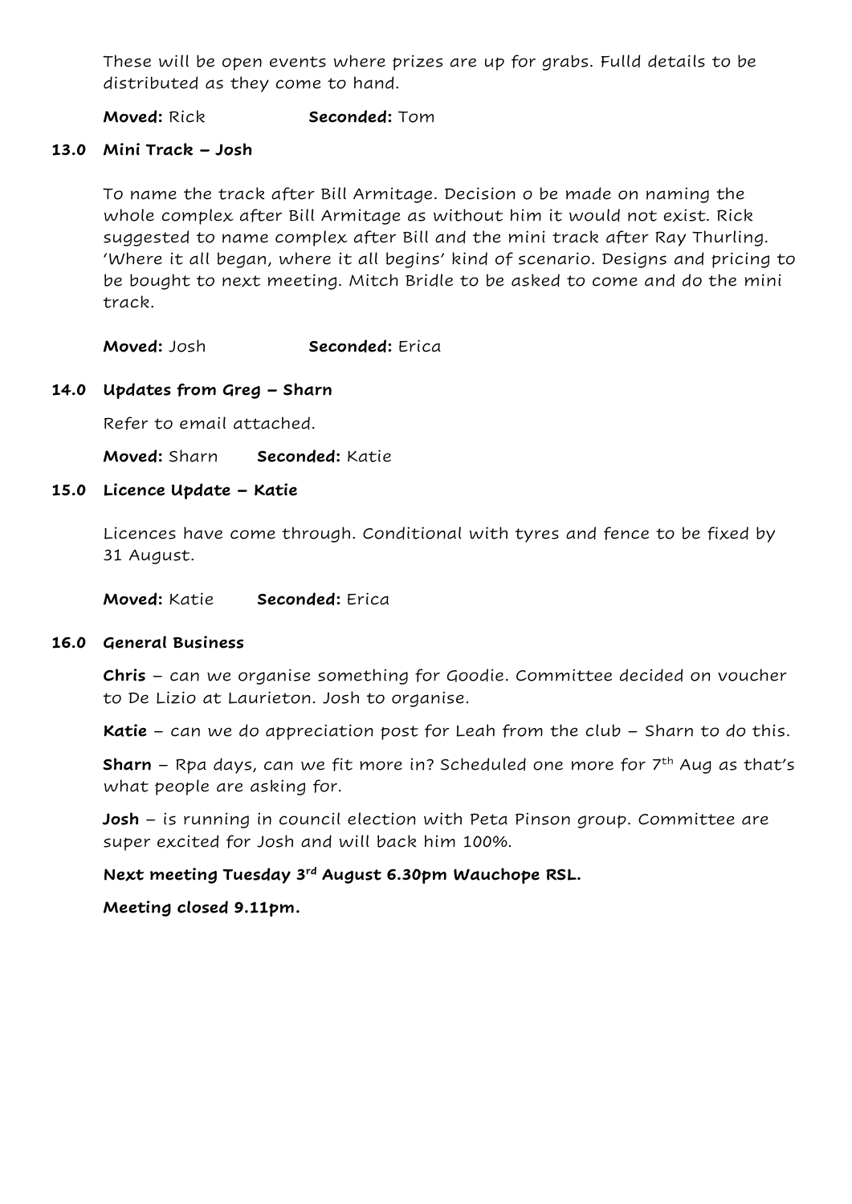These will be open events where prizes are up for grabs. Fulld details to be distributed as they come to hand.

**Moved:** Rick **Seconded:** Tom

### 13.0 Mini Track – Josh

To name the track after Bill Armitage. Decision o be made on naming the whole complex after Bill Armitage as without him it would not exist. Rick suggested to name complex after Bill and the mini track after Ray Thurling. 'Where it all began, where it all begins' kind of scenario. Designs and pricing to be bought to next meeting. Mitch Bridle to be asked to come and do the mini track.

**Moved:** Josh **Seconded:** Erica

### 14.0 Updates from Greg – Sharn

Refer to email attached.

**Moved:** Sharn **Seconded:** Katie

### 15.0 Licence Update – Katie

Licences have come through. Conditional with tyres and fence to be fixed by 31 August.

**Moved:** Katie **Seconded:** Erica

### 16.0 General Business

**Chris** – can we organise something for Goodie. Committee decided on voucher to De Lizio at Laurieton. Josh to organise.

**Katie** – can we do appreciation post for Leah from the club – Sharn to do this.

**Sharn** – Rpa days, can we fit more in? Scheduled one more for 7th Aug as that's what people are asking for.

**Josh** – is running in council election with Peta Pinson group. Committee are super excited for Josh and will back him 100%.

**Next meeting Tuesday 3rd August 6.30pm Wauchope RSL.**

**Meeting closed 9.11pm.**